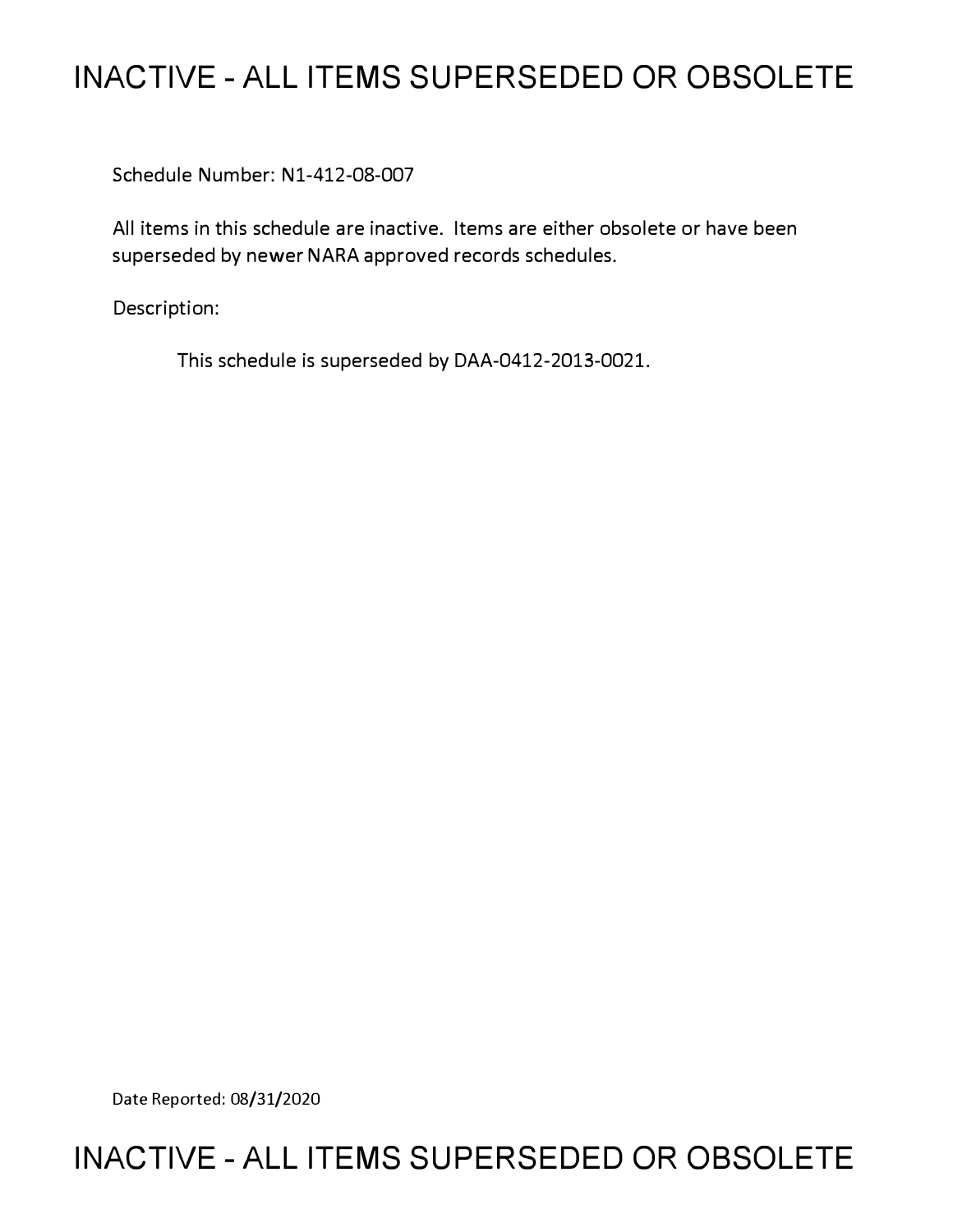# INACTIVE - ALL ITEMS SUPERSEDED OR OBSOLETE

Schedule Number: N1-412-08-007

All items in this schedule are inactive. Items are either obsolete or have been superseded by newer NARA approved records schedules.

Description:

This schedule is superseded by DAA-0412-2013-0021.

Date Reported: 08/31/2020

# INACTIVE - ALL ITEMS SUPERSEDED OR OBSOLETE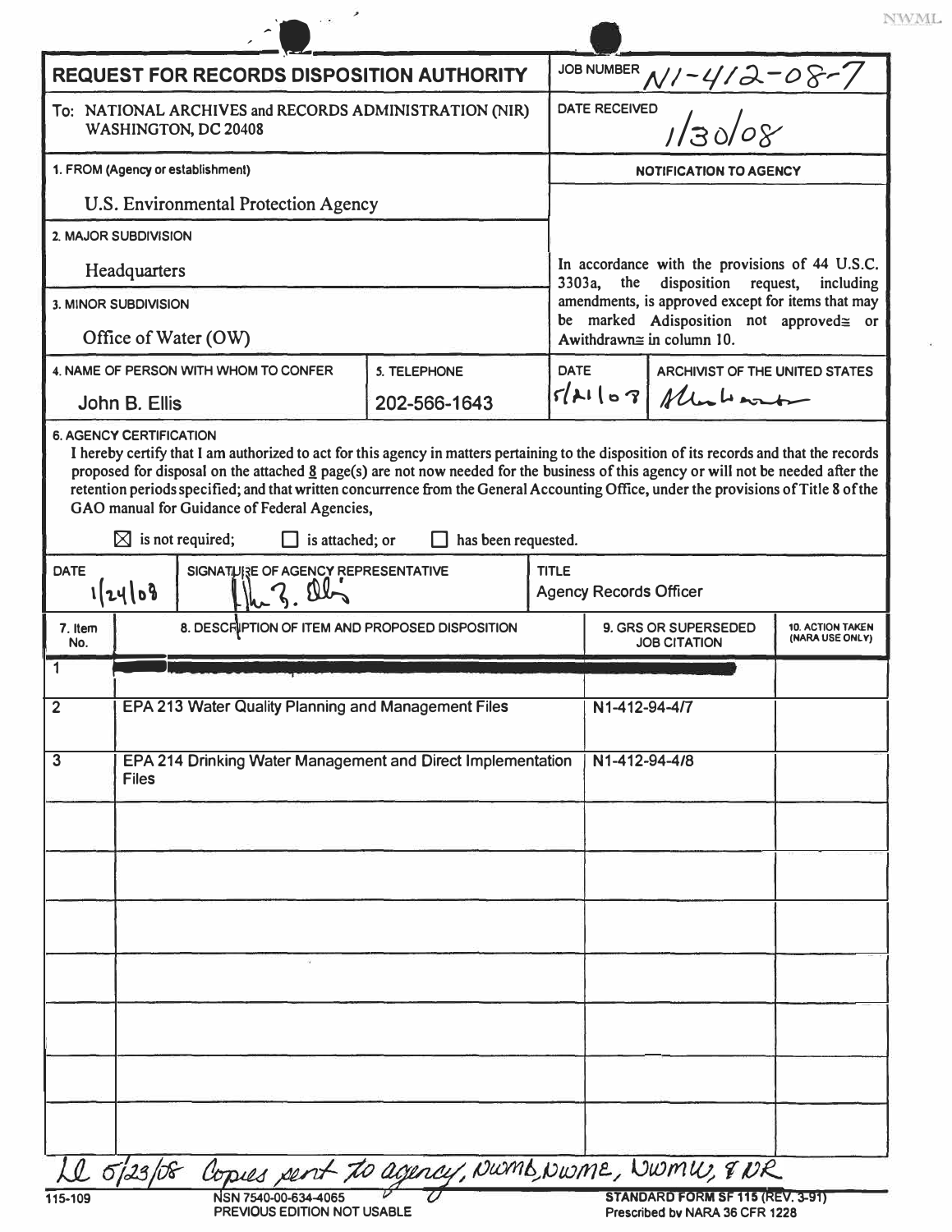NWML

# REQUEST FOR RECORDS DISPOSITION AUTHORITY

To: NATIONAL ARCHIVES and RECORDS ADMINISTRATION (NIR) WASHINGTON, DC 20408

JOB NUMBER: N1-412-08-7

DATE RECEIVED: 1/30/08

1. FROM (Agency or establishment): U.S. Environmental Protection Agency

2. MAJOR SUBDIVISION: Headquarters

3. MINOR SUBDIVISION: Office of Water (OW)

4. NAME OF PERSON WITH WHOM TO CONFER: John B. Ellis

5. TELEPHONE: 202-566-1643

**NOTIFICATION TO AGENCY**

In accordance with the provisions of 44 U.S.C. 3303a, the disposition request, including amendments, is approved except for items that may be marked Adisposition not approved≅ or Awithdrawn≅ in column 10.

DATE: 5/21/08

ARCHIVIST OF THE UNITED STATES: [signature]

**6. AGENCY CERTIFICATION**

I hereby certify that I am authorized to act for this agency in matters pertaining to the disposition of its records and that the records proposed for disposal on the attached 8 page(s) are not now needed for the business of this agency or will not be needed after the retention periods specified; and that written concurrence from the General Accounting Office, under the provisions of Title 8 of the GAO manual for Guidance of Federal Agencies,

☒ is not required; ☐ is attached; or ☐ has been requested.

DATE: 1/24/08

SIGNATURE OF AGENCY REPRESENTATIVE: [signature]

TITLE: Agency Records Officer

| 7. Item No. | 8. DESCRIPTION OF ITEM AND PROPOSED DISPOSITION | 9. GRS OR SUPERSEDED JOB CITATION | 10. ACTION TAKEN (NARA USE ONLY) |
|---|---|---|---|
| 1 | [redacted] | | |
| 2 | EPA 213 Water Quality Planning and Management Files | N1-412-94-4/7 | |
| 3 | EPA 214 Drinking Water Management and Direct Implementation Files | N1-412-94-4/8 | |

LL 5/23/08 Copies sent to agency, NWMD, NWME, NWMW, & NR

115-109

NSN 7540-00-634-4065
PREVIOUS EDITION NOT USABLE

STANDARD FORM SF 115 (REV. 3-91)
Prescribed by NARA 36 CFR 1228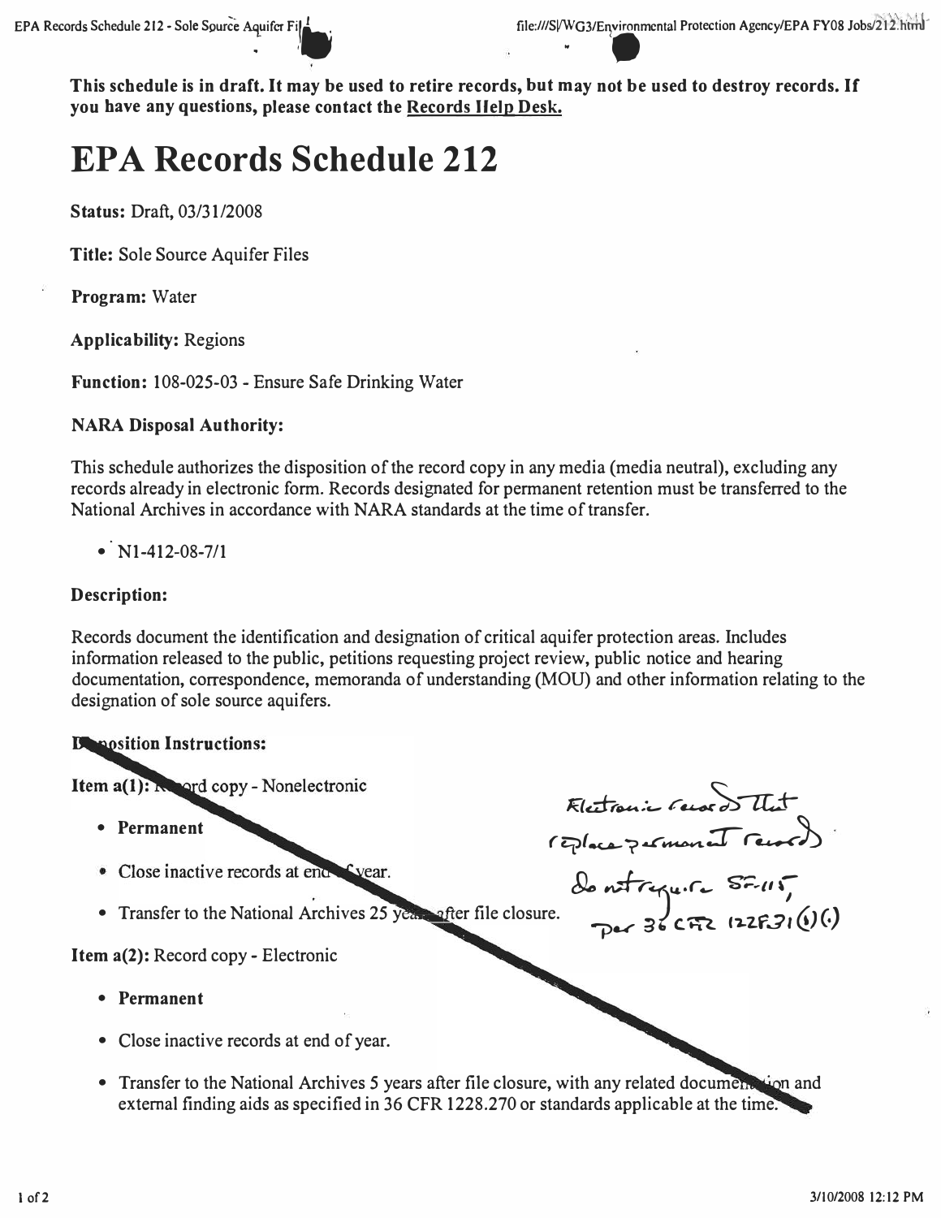This schedule is in draft. It may be used to retire records, but may not be used to destroy records. If you have any questions, please contact the Records Help Desk.

# EPA Records Schedule 212

**Status:** Draft, 03/31/2008

**Title:** Sole Source Aquifer Files

**Program:** Water

**Applicability:** Regions

**Function:** 108-025-03 - Ensure Safe Drinking Water

**NARA Disposal Authority:**

This schedule authorizes the disposition of the record copy in any media (media neutral), excluding any records already in electronic form. Records designated for permanent retention must be transferred to the National Archives in accordance with NARA standards at the time of transfer.

- N1-412-08-7/1

**Description:**

Records document the identification and designation of critical aquifer protection areas. Includes information released to the public, petitions requesting project review, public notice and hearing documentation, correspondence, memoranda of understanding (MOU) and other information relating to the designation of sole source aquifers.

**Disposition Instructions:**

**Item a(1):** Record copy - Nonelectronic

- **Permanent**
- Close inactive records at end of year.
- Transfer to the National Archives 25 years after file closure.

**Item a(2):** Record copy - Electronic

- **Permanent**
- Close inactive records at end of year.
- Transfer to the National Archives 5 years after file closure, with any related documentation and external finding aids as specified in 36 CFR 1228.270 or standards applicable at the time.

Electronic records that replace permanent records do not require SF-115, per 36 CFR 1228.31(b)(1)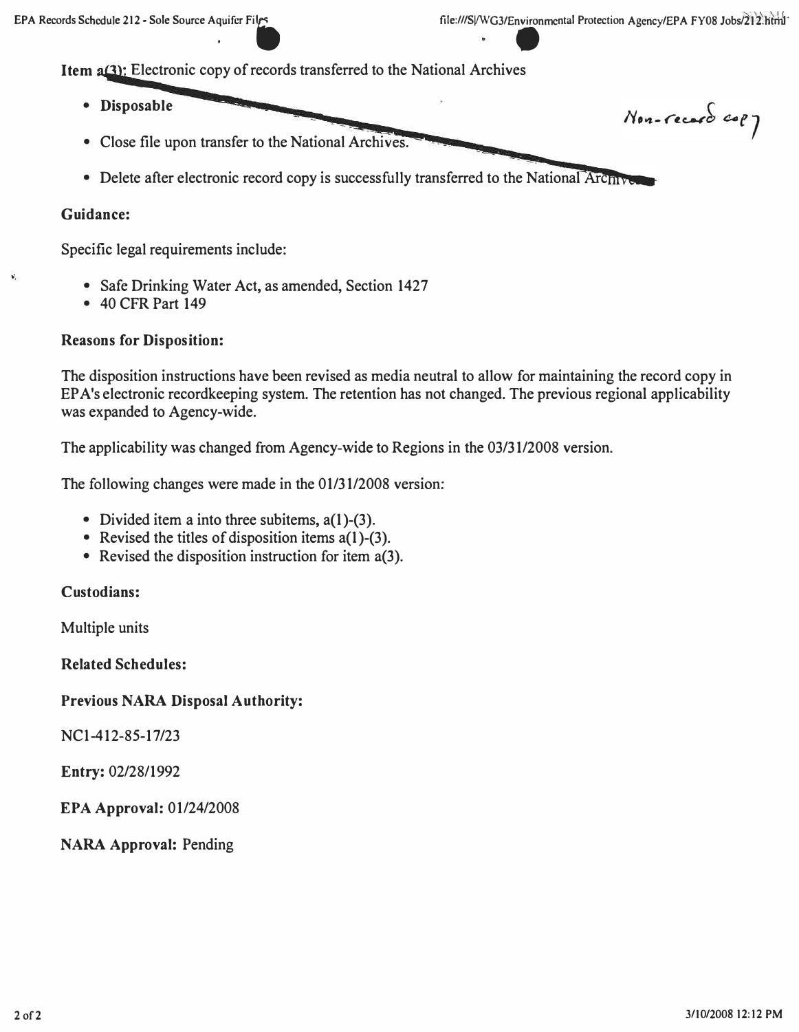**Item a(3):** Electronic copy of records transferred to the National Archives

- **Disposable**
- Close file upon transfer to the National Archives.
- Delete after electronic record copy is successfully transferred to the National Archives.

*Non-record copy*

**Guidance:**

Specific legal requirements include:

- Safe Drinking Water Act, as amended, Section 1427
- 40 CFR Part 149

**Reasons for Disposition:**

The disposition instructions have been revised as media neutral to allow for maintaining the record copy in EPA's electronic recordkeeping system. The retention has not changed. The previous regional applicability was expanded to Agency-wide.

The applicability was changed from Agency-wide to Regions in the 03/31/2008 version.

The following changes were made in the 01/31/2008 version:

- Divided item a into three subitems, a(1)-(3).
- Revised the titles of disposition items a(1)-(3).
- Revised the disposition instruction for item a(3).

**Custodians:**

Multiple units

**Related Schedules:**

**Previous NARA Disposal Authority:**

NC1-412-85-17/23

**Entry:** 02/28/1992

**EPA Approval:** 01/24/2008

**NARA Approval:** Pending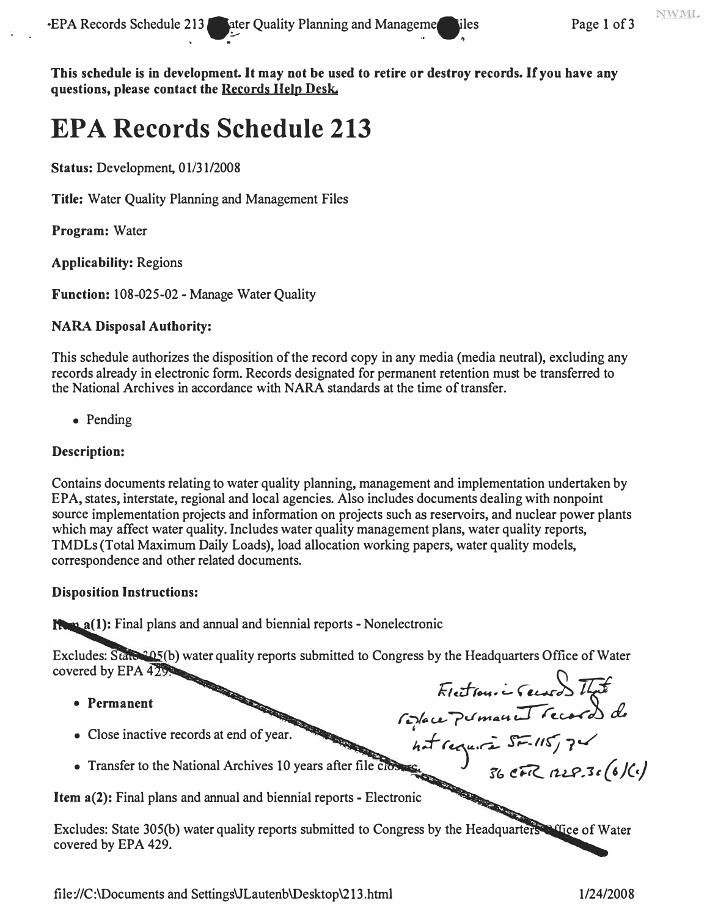This schedule is in development. It may not be used to retire or destroy records. If you have any questions, please contact the Records Help Desk.

# EPA Records Schedule 213

**Status:** Development, 01/31/2008

**Title:** Water Quality Planning and Management Files

**Program:** Water

**Applicability:** Regions

**Function:** 108-025-02 - Manage Water Quality

**NARA Disposal Authority:**

This schedule authorizes the disposition of the record copy in any media (media neutral), excluding any records already in electronic form. Records designated for permanent retention must be transferred to the National Archives in accordance with NARA standards at the time of transfer.

- Pending

**Description:**

Contains documents relating to water quality planning, management and implementation undertaken by EPA, states, interstate, regional and local agencies. Also includes documents dealing with nonpoint source implementation projects and information on projects such as reservoirs, and nuclear power plants which may affect water quality. Includes water quality management plans, water quality reports, TMDLs (Total Maximum Daily Loads), load allocation working papers, water quality models, correspondence and other related documents.

**Disposition Instructions:**

**Item a(1):** Final plans and annual and biennial reports - Nonelectronic

Excludes: State 305(b) water quality reports submitted to Congress by the Headquarters Office of Water covered by EPA 429.

- **Permanent**
- Close inactive records at end of year.
- Transfer to the National Archives 10 years after file closure.

Electronic records that replace permanent records do not require SF-115, per 36 CFR 1228.30(b)(1)

**Item a(2):** Final plans and annual and biennial reports - Electronic

Excludes: State 305(b) water quality reports submitted to Congress by the Headquarters Office of Water covered by EPA 429.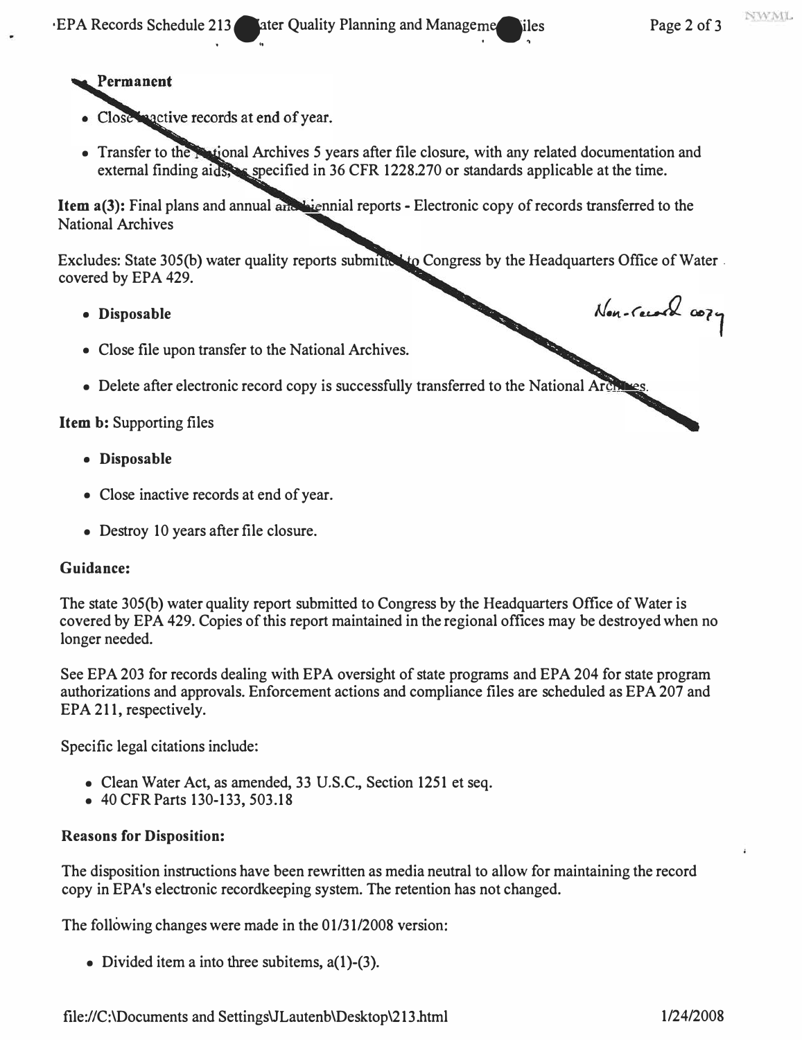**Permanent**

- Close inactive records at end of year.
- Transfer to the National Archives 5 years after file closure, with any related documentation and external finding aids, as specified in 36 CFR 1228.270 or standards applicable at the time.

**Item a(3):** Final plans and annual and biennial reports - Electronic copy of records transferred to the National Archives

Excludes: State 305(b) water quality reports submitted to Congress by the Headquarters Office of Water covered by EPA 429.

- **Disposable**
- Close file upon transfer to the National Archives.
- Delete after electronic record copy is successfully transferred to the National Archives.

Non-record copy

**Item b:** Supporting files

- **Disposable**
- Close inactive records at end of year.
- Destroy 10 years after file closure.

**Guidance:**

The state 305(b) water quality report submitted to Congress by the Headquarters Office of Water is covered by EPA 429. Copies of this report maintained in the regional offices may be destroyed when no longer needed.

See EPA 203 for records dealing with EPA oversight of state programs and EPA 204 for state program authorizations and approvals. Enforcement actions and compliance files are scheduled as EPA 207 and EPA 211, respectively.

Specific legal citations include:

- Clean Water Act, as amended, 33 U.S.C., Section 1251 et seq.
- 40 CFR Parts 130-133, 503.18

**Reasons for Disposition:**

The disposition instructions have been rewritten as media neutral to allow for maintaining the record copy in EPA's electronic recordkeeping system. The retention has not changed.

The following changes were made in the 01/31/2008 version:

- Divided item a into three subitems, a(1)-(3).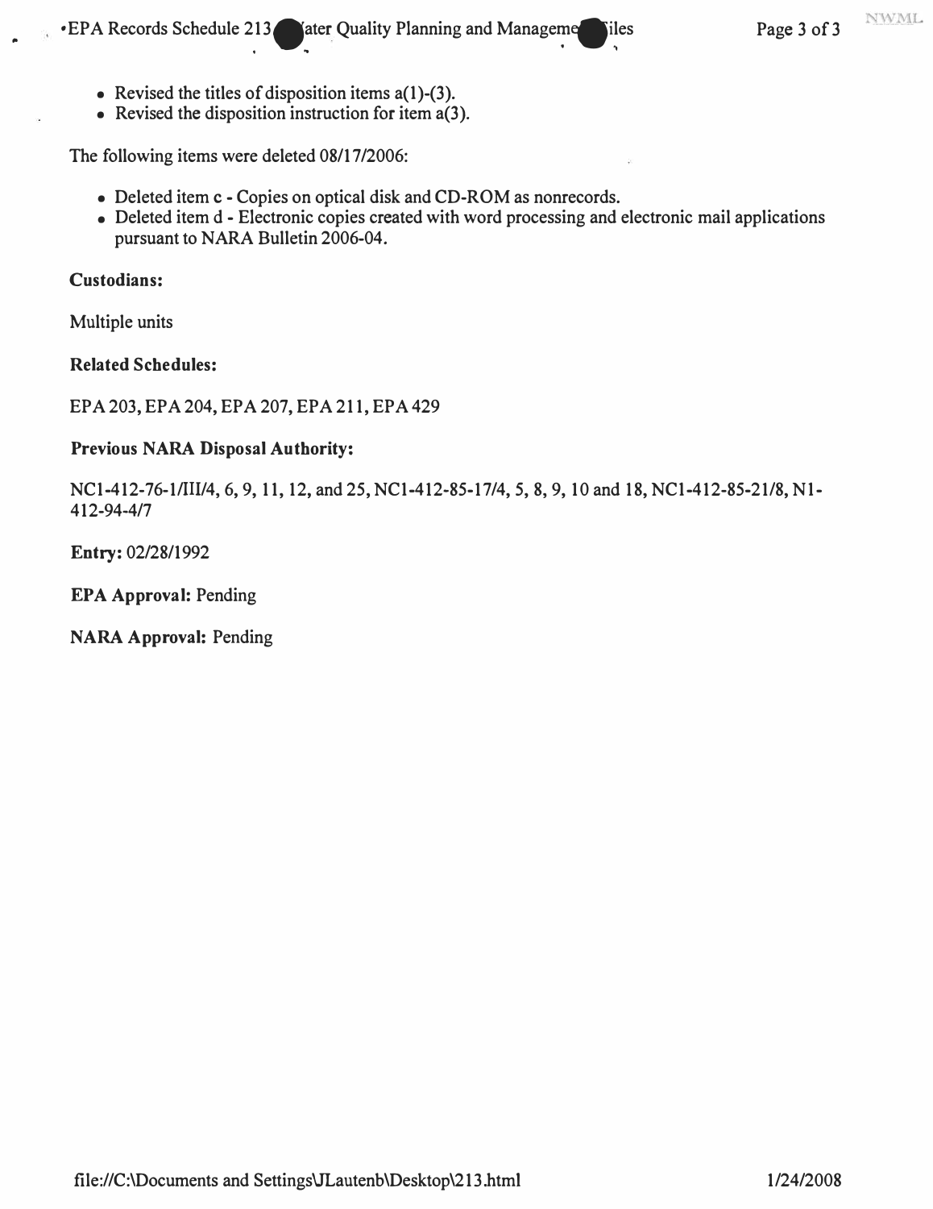- Revised the titles of disposition items a(1)-(3).
- Revised the disposition instruction for item a(3).

The following items were deleted 08/17/2006:

- Deleted item c - Copies on optical disk and CD-ROM as nonrecords.
- Deleted item d - Electronic copies created with word processing and electronic mail applications pursuant to NARA Bulletin 2006-04.

**Custodians:**

Multiple units

**Related Schedules:**

EPA 203, EPA 204, EPA 207, EPA 211, EPA 429

**Previous NARA Disposal Authority:**

NC1-412-76-1/III/4, 6, 9, 11, 12, and 25, NC1-412-85-17/4, 5, 8, 9, 10 and 18, NC1-412-85-21/8, N1-412-94-4/7

**Entry:** 02/28/1992

**EPA Approval:** Pending

**NARA Approval:** Pending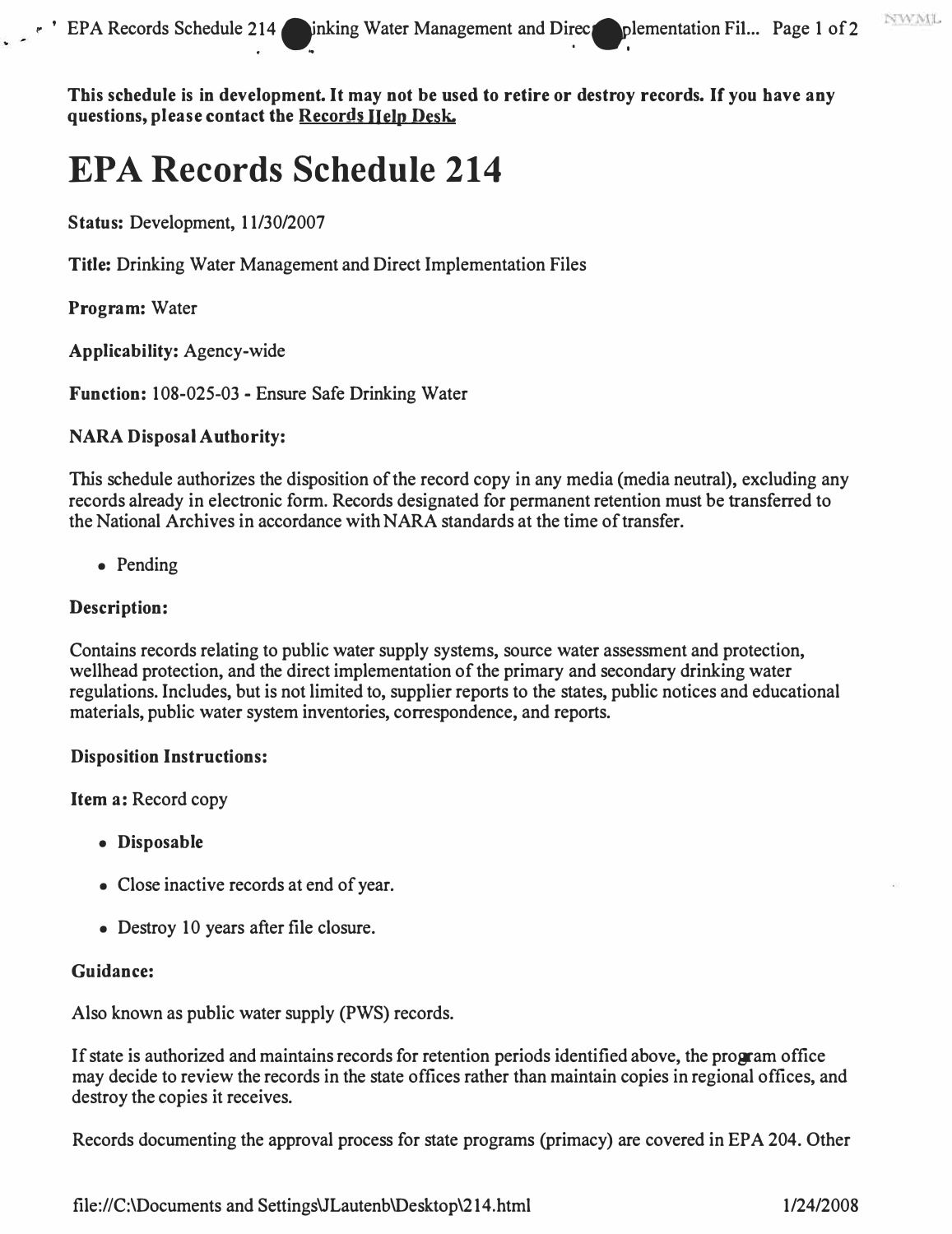**This schedule is in development. It may not be used to retire or destroy records. If you have any questions, please contact the Records Help Desk.**

# EPA Records Schedule 214

**Status:** Development, 11/30/2007

**Title:** Drinking Water Management and Direct Implementation Files

**Program:** Water

**Applicability:** Agency-wide

**Function:** 108-025-03 - Ensure Safe Drinking Water

**NARA Disposal Authority:**

This schedule authorizes the disposition of the record copy in any media (media neutral), excluding any records already in electronic form. Records designated for permanent retention must be transferred to the National Archives in accordance with NARA standards at the time of transfer.

- Pending

**Description:**

Contains records relating to public water supply systems, source water assessment and protection, wellhead protection, and the direct implementation of the primary and secondary drinking water regulations. Includes, but is not limited to, supplier reports to the states, public notices and educational materials, public water system inventories, correspondence, and reports.

**Disposition Instructions:**

**Item a:** Record copy

- **Disposable**
- Close inactive records at end of year.
- Destroy 10 years after file closure.

**Guidance:**

Also known as public water supply (PWS) records.

If state is authorized and maintains records for retention periods identified above, the program office may decide to review the records in the state offices rather than maintain copies in regional offices, and destroy the copies it receives.

Records documenting the approval process for state programs (primacy) are covered in EPA 204. Other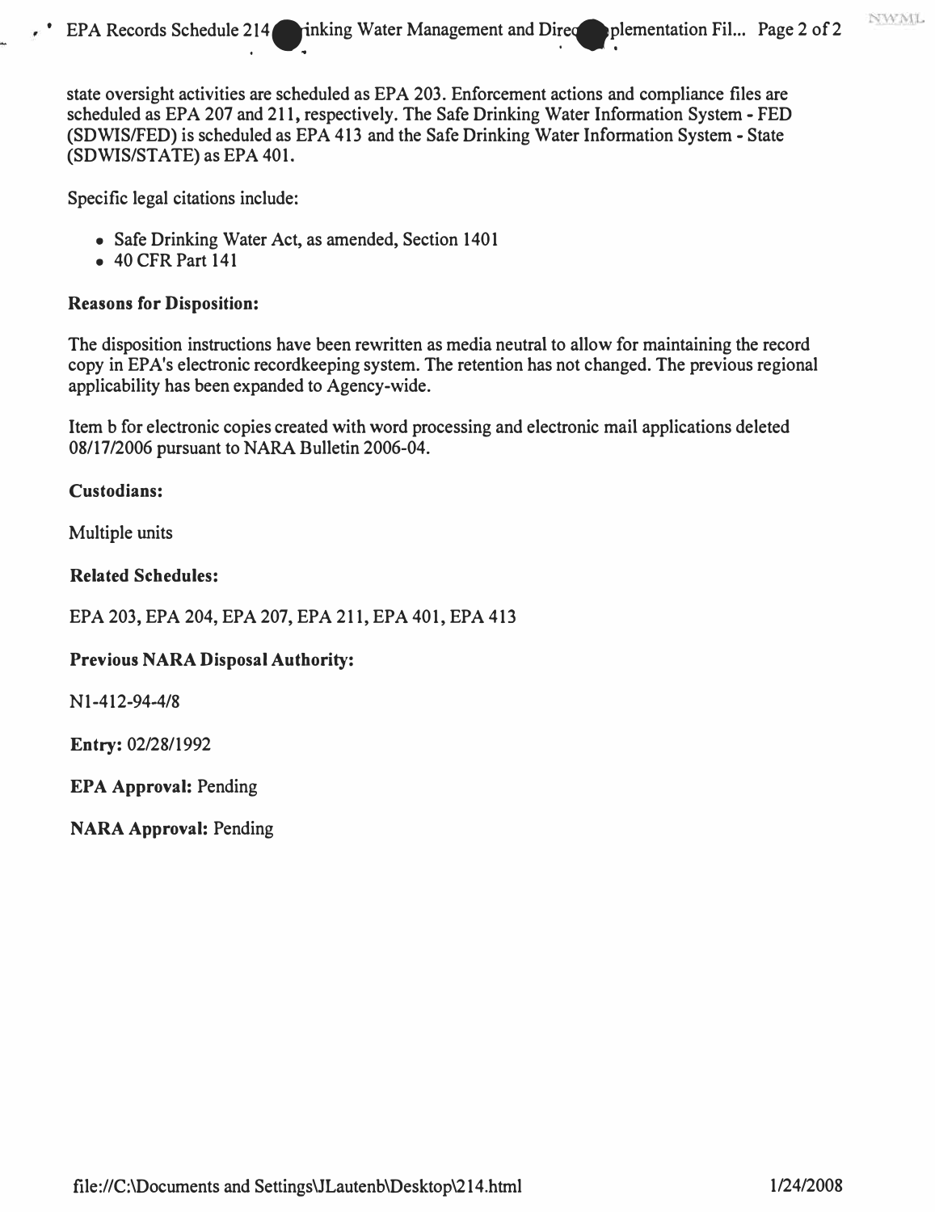state oversight activities are scheduled as EPA 203. Enforcement actions and compliance files are scheduled as EPA 207 and 211, respectively. The Safe Drinking Water Information System - FED (SDWIS/FED) is scheduled as EPA 413 and the Safe Drinking Water Information System - State (SDWIS/STATE) as EPA 401.

Specific legal citations include:

- Safe Drinking Water Act, as amended, Section 1401
- 40 CFR Part 141

**Reasons for Disposition:**

The disposition instructions have been rewritten as media neutral to allow for maintaining the record copy in EPA's electronic recordkeeping system. The retention has not changed. The previous regional applicability has been expanded to Agency-wide.

Item b for electronic copies created with word processing and electronic mail applications deleted 08/17/2006 pursuant to NARA Bulletin 2006-04.

**Custodians:**

Multiple units

**Related Schedules:**

EPA 203, EPA 204, EPA 207, EPA 211, EPA 401, EPA 413

**Previous NARA Disposal Authority:**

N1-412-94-4/8

**Entry:** 02/28/1992

**EPA Approval:** Pending

**NARA Approval:** Pending